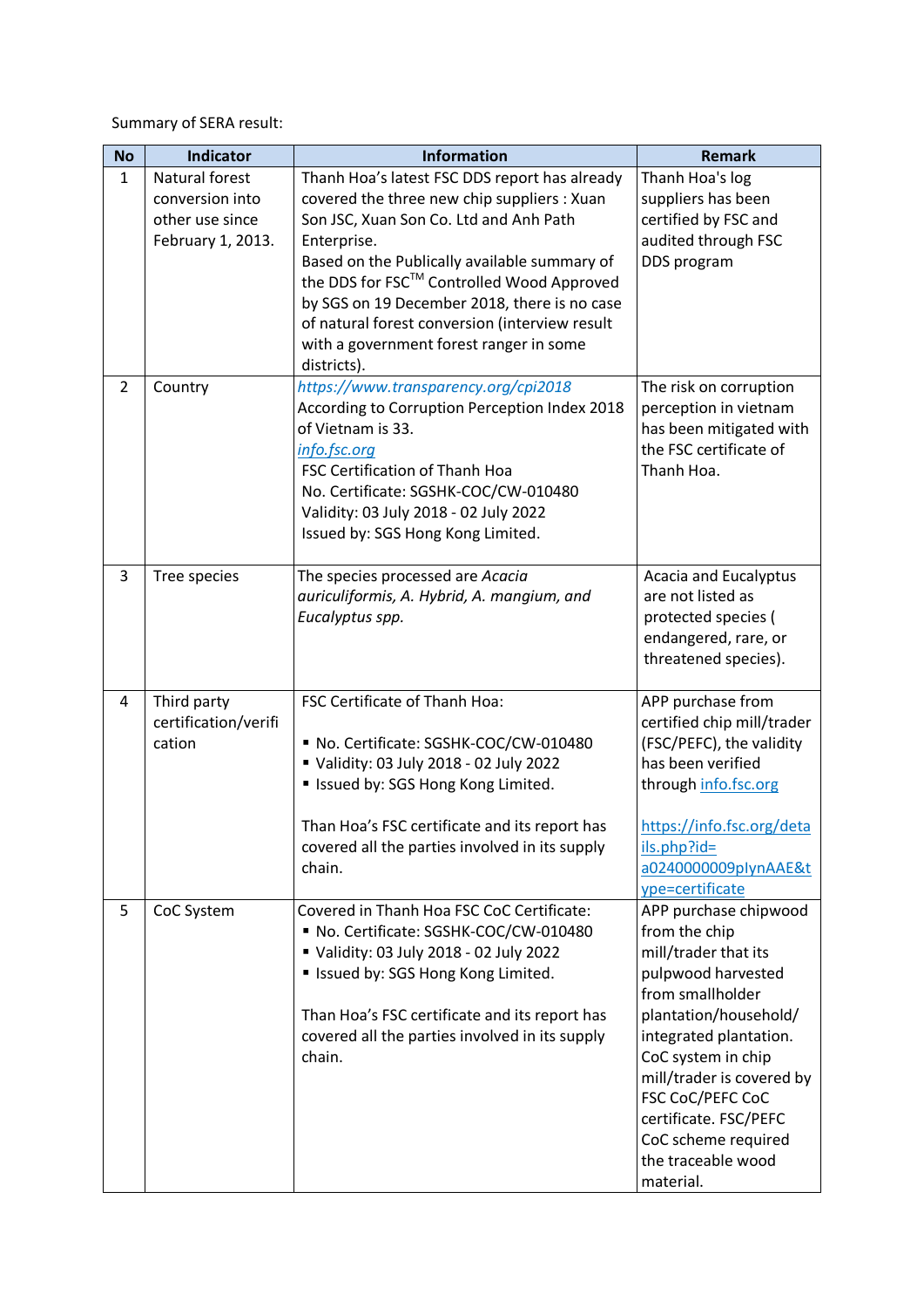Summary of SERA result:

| No | Indicator | Information | Remark |
|---|---|---|---|
| 1 | Natural forest conversion into other use since February 1, 2013. | Thanh Hoa's latest FSC DDS report has already covered the three new chip suppliers : Xuan Son JSC, Xuan Son Co. Ltd and Anh Path Enterprise.<br>Based on the Publically available summary of the DDS for FSC™ Controlled Wood Approved by SGS on 19 December 2018, there is no case of natural forest conversion (interview result with a government forest ranger in some districts). | Thanh Hoa's log suppliers has been certified by FSC and audited through FSC DDS program |
| 2 | Country | *https://www.transparency.org/cpi2018*<br>According to Corruption Perception Index 2018 of Vietnam is 33.<br>*info.fsc.org*<br>FSC Certification of Thanh Hoa<br>No. Certificate: SGSHK-COC/CW-010480<br>Validity: 03 July 2018 - 02 July 2022<br>Issued by: SGS Hong Kong Limited. | The risk on corruption perception in vietnam has been mitigated with the FSC certificate of Thanh Hoa. |
| 3 | Tree species | The species processed are *Acacia auriculiformis, A. Hybrid, A. mangium, and Eucalyptus spp.* | Acacia and Eucalyptus are not listed as protected species ( endangered, rare, or threatened species). |
| 4 | Third party certification/verification | FSC Certificate of Thanh Hoa:<br>▪ No. Certificate: SGSHK-COC/CW-010480<br>▪ Validity: 03 July 2018 - 02 July 2022<br>▪ Issued by: SGS Hong Kong Limited.<br><br>Than Hoa's FSC certificate and its report has covered all the parties involved in its supply chain. | APP purchase from certified chip mill/trader (FSC/PEFC), the validity has been verified through info.fsc.org<br><br>https://info.fsc.org/details.php?id=a0240000009pIynAAE&type=certificate |
| 5 | CoC System | Covered in Thanh Hoa FSC CoC Certificate:<br>▪ No. Certificate: SGSHK-COC/CW-010480<br>▪ Validity: 03 July 2018 - 02 July 2022<br>▪ Issued by: SGS Hong Kong Limited.<br><br>Than Hoa's FSC certificate and its report has covered all the parties involved in its supply chain. | APP purchase chipwood from the chip mill/trader that its pulpwood harvested from smallholder plantation/household/ integrated plantation. CoC system in chip mill/trader is covered by FSC CoC/PEFC CoC certificate. FSC/PEFC CoC scheme required the traceable wood material. |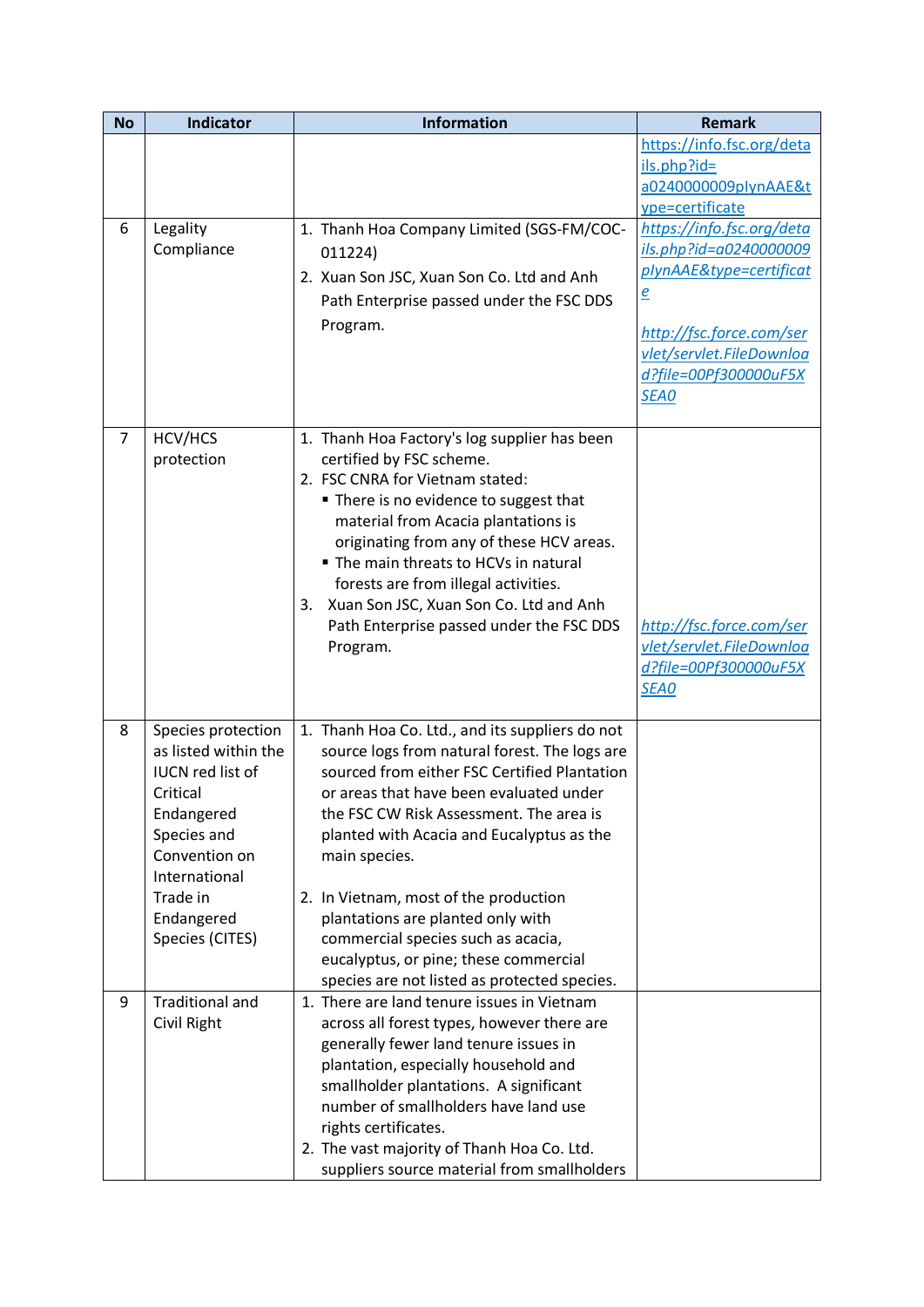| No | Indicator | Information | Remark |
|---|---|---|---|
| | | | https://info.fsc.org/details.php?id=a0240000009plynAAE&type=certificate |
| 6 | Legality Compliance | 1. Thanh Hoa Company Limited (SGS-FM/COC-011224)<br>2. Xuan Son JSC, Xuan Son Co. Ltd and Anh Path Enterprise passed under the FSC DDS Program. | *https://info.fsc.org/details.php?id=a0240000009plynAAE&type=certificate*<br><br>*http://fsc.force.com/servlet/servlet.FileDownload?file=00Pf300000uF5XSEA0* |
| 7 | HCV/HCS protection | 1. Thanh Hoa Factory's log supplier has been certified by FSC scheme.<br>2. FSC CNRA for Vietnam stated:<br>▪ There is no evidence to suggest that material from Acacia plantations is originating from any of these HCV areas.<br>▪ The main threats to HCVs in natural forests are from illegal activities.<br>3. Xuan Son JSC, Xuan Son Co. Ltd and Anh Path Enterprise passed under the FSC DDS Program. | *http://fsc.force.com/servlet/servlet.FileDownload?file=00Pf300000uF5XSEA0* |
| 8 | Species protection as listed within the IUCN red list of Critical Endangered Species and Convention on International Trade in Endangered Species (CITES) | 1. Thanh Hoa Co. Ltd., and its suppliers do not source logs from natural forest. The logs are sourced from either FSC Certified Plantation or areas that have been evaluated under the FSC CW Risk Assessment. The area is planted with Acacia and Eucalyptus as the main species.<br><br>2. In Vietnam, most of the production plantations are planted only with commercial species such as acacia, eucalyptus, or pine; these commercial species are not listed as protected species. | |
| 9 | Traditional and Civil Right | 1. There are land tenure issues in Vietnam across all forest types, however there are generally fewer land tenure issues in plantation, especially household and smallholder plantations. A significant number of smallholders have land use rights certificates.<br>2. The vast majority of Thanh Hoa Co. Ltd. suppliers source material from smallholders | |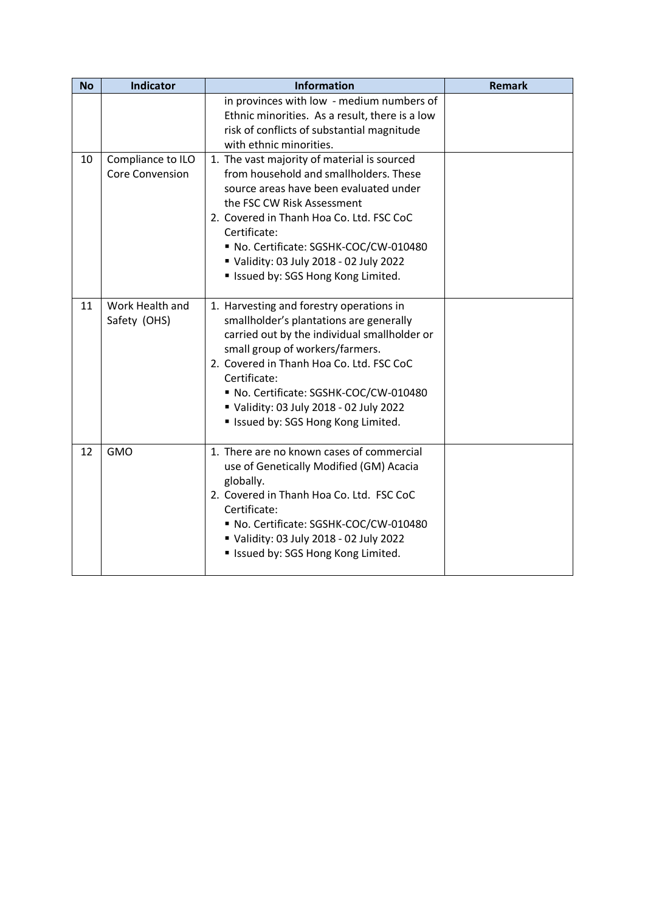| No | Indicator | Information | Remark |
| --- | --- | --- | --- |
| | | in provinces with low - medium numbers of Ethnic minorities. As a result, there is a low risk of conflicts of substantial magnitude with ethnic minorities. | |
| 10 | Compliance to ILO Core Convension | 1. The vast majority of material is sourced from household and smallholders. These source areas have been evaluated under the FSC CW Risk Assessment<br>2. Covered in Thanh Hoa Co. Ltd. FSC CoC Certificate:<br>▪ No. Certificate: SGSHK-COC/CW-010480<br>▪ Validity: 03 July 2018 - 02 July 2022<br>▪ Issued by: SGS Hong Kong Limited. | |
| 11 | Work Health and Safety (OHS) | 1. Harvesting and forestry operations in smallholder's plantations are generally carried out by the individual smallholder or small group of workers/farmers.<br>2. Covered in Thanh Hoa Co. Ltd. FSC CoC Certificate:<br>▪ No. Certificate: SGSHK-COC/CW-010480<br>▪ Validity: 03 July 2018 - 02 July 2022<br>▪ Issued by: SGS Hong Kong Limited. | |
| 12 | GMO | 1. There are no known cases of commercial use of Genetically Modified (GM) Acacia globally.<br>2. Covered in Thanh Hoa Co. Ltd. FSC CoC Certificate:<br>▪ No. Certificate: SGSHK-COC/CW-010480<br>▪ Validity: 03 July 2018 - 02 July 2022<br>▪ Issued by: SGS Hong Kong Limited. | |